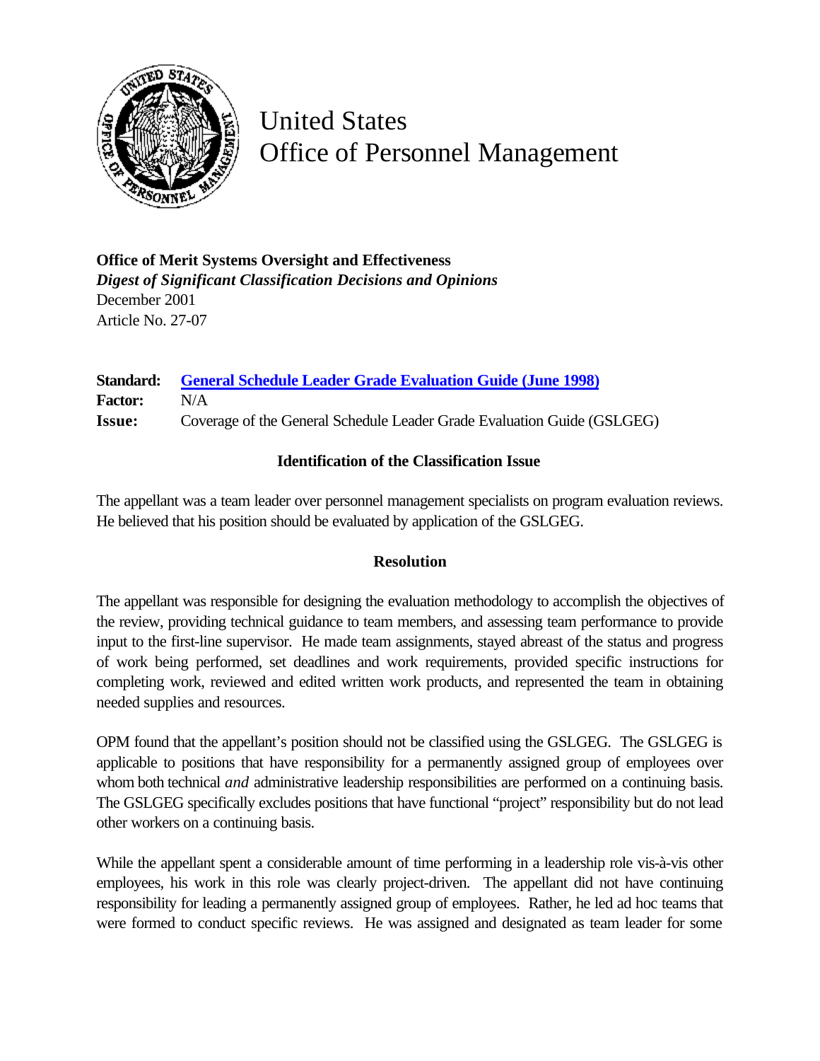# United States Office of Personnel Management

**Office of Merit Systems Oversight and Effectiveness**
***Digest of Significant Classification Decisions and Opinions***
December 2001
Article No. 27-07

**Standard:** General Schedule Leader Grade Evaluation Guide (June 1998)
**Factor:** N/A
**Issue:** Coverage of the General Schedule Leader Grade Evaluation Guide (GSLGEG)

### Identification of the Classification Issue

The appellant was a team leader over personnel management specialists on program evaluation reviews. He believed that his position should be evaluated by application of the GSLGEG.

### Resolution

The appellant was responsible for designing the evaluation methodology to accomplish the objectives of the review, providing technical guidance to team members, and assessing team performance to provide input to the first-line supervisor. He made team assignments, stayed abreast of the status and progress of work being performed, set deadlines and work requirements, provided specific instructions for completing work, reviewed and edited written work products, and represented the team in obtaining needed supplies and resources.

OPM found that the appellant's position should not be classified using the GSLGEG. The GSLGEG is applicable to positions that have responsibility for a permanently assigned group of employees over whom both technical *and* administrative leadership responsibilities are performed on a continuing basis. The GSLGEG specifically excludes positions that have functional "project" responsibility but do not lead other workers on a continuing basis.

While the appellant spent a considerable amount of time performing in a leadership role vis-à-vis other employees, his work in this role was clearly project-driven. The appellant did not have continuing responsibility for leading a permanently assigned group of employees. Rather, he led ad hoc teams that were formed to conduct specific reviews. He was assigned and designated as team leader for some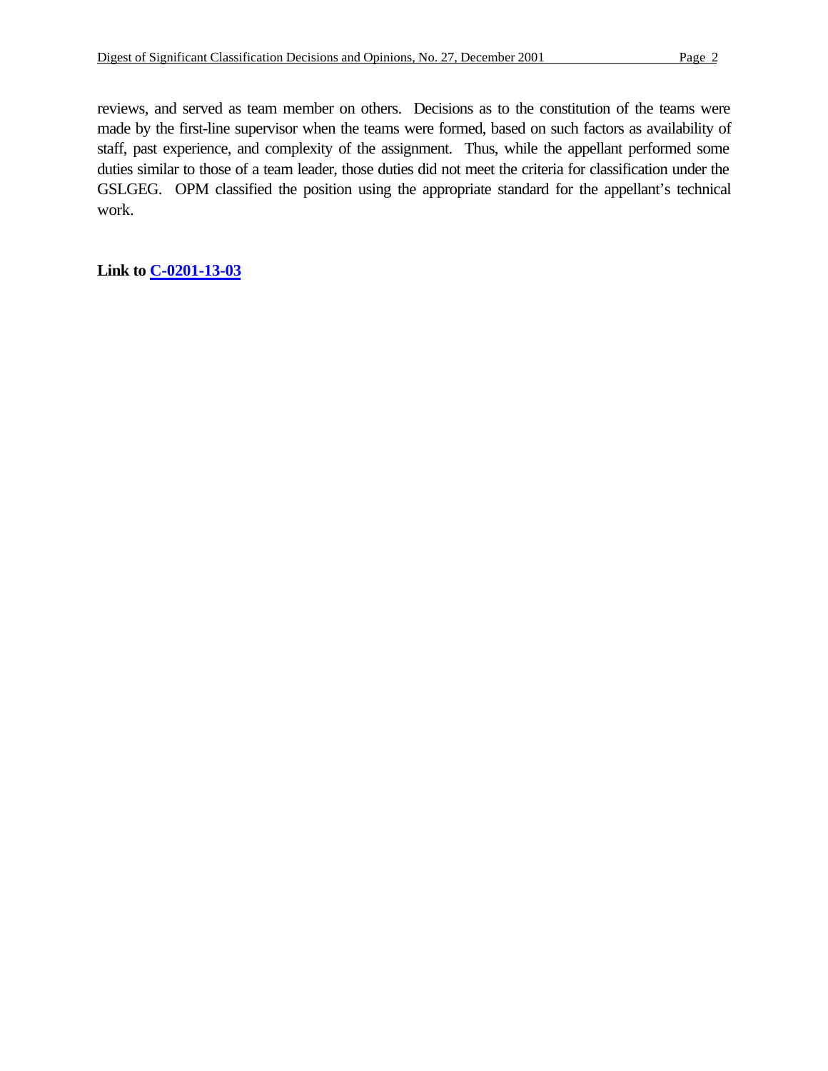reviews, and served as team member on others. Decisions as to the constitution of the teams were made by the first-line supervisor when the teams were formed, based on such factors as availability of staff, past experience, and complexity of the assignment. Thus, while the appellant performed some duties similar to those of a team leader, those duties did not meet the criteria for classification under the GSLGEG. OPM classified the position using the appropriate standard for the appellant's technical work.

**Link to C-0201-13-03**